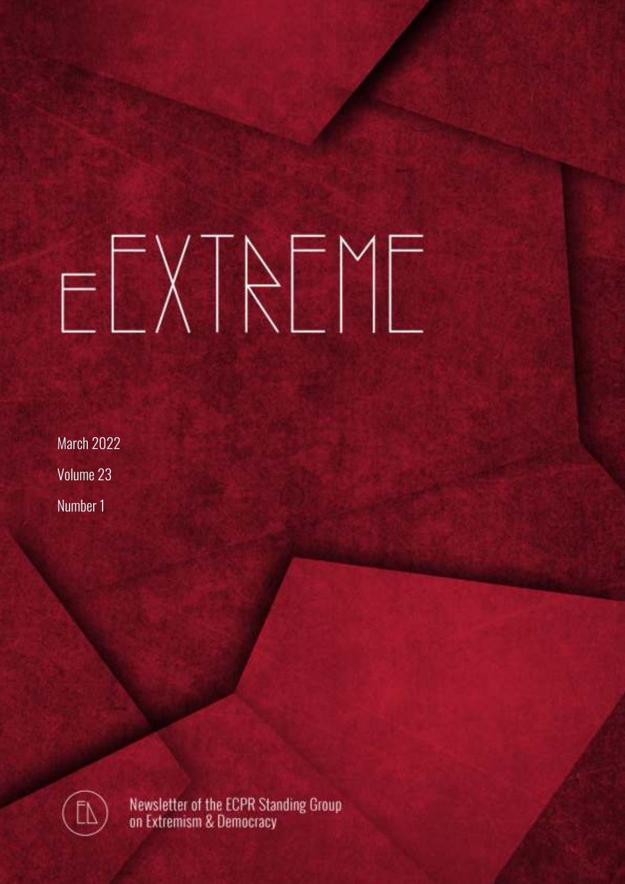# eEXTREME

March 2022

Volume 23

Number 1

Newsletter of the ECPR Standing Group on Extremism & Democracy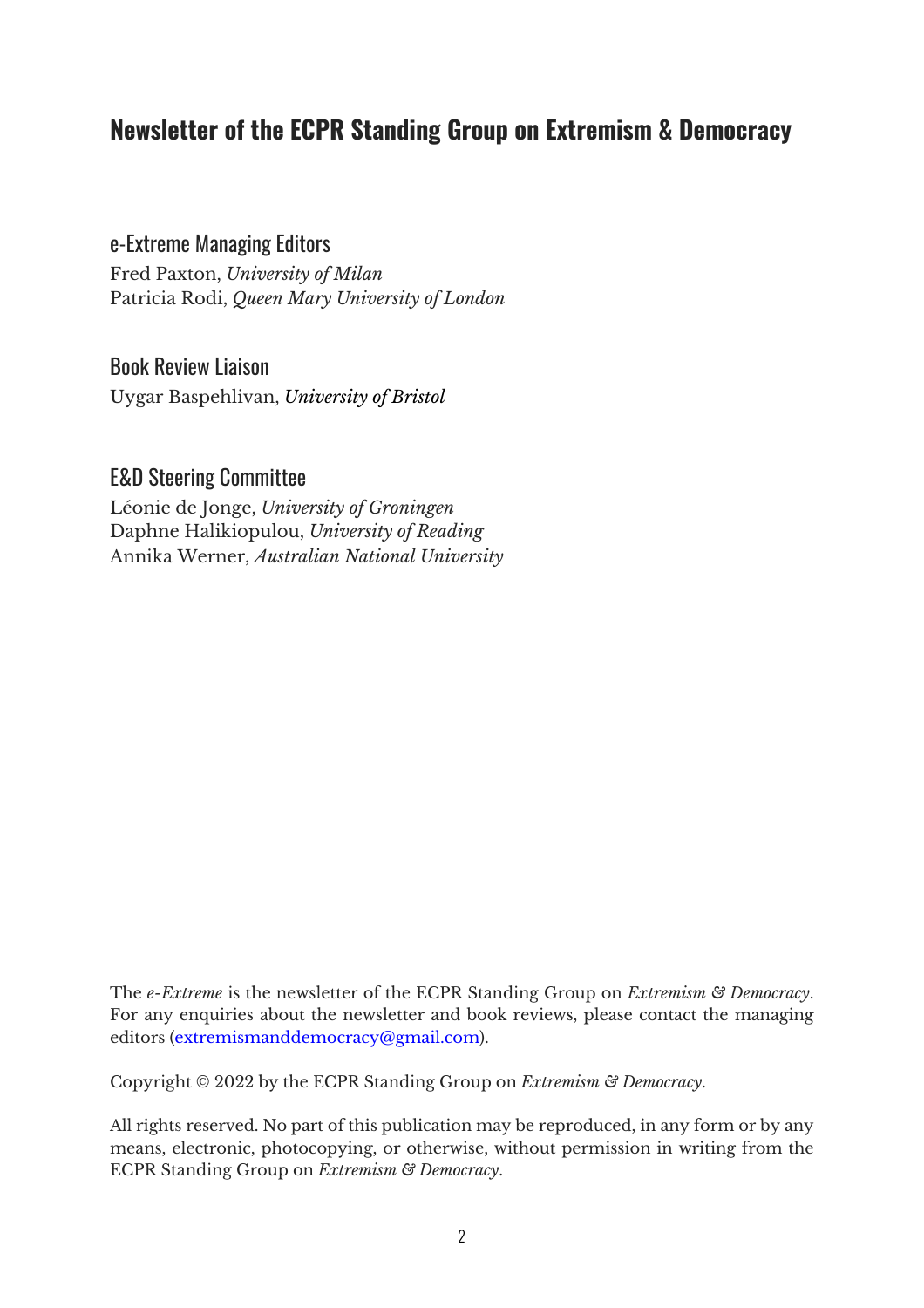## Newsletter of the ECPR Standing Group on Extremism & Democracy

### e-Extreme Managing Editors

Fred Paxton, *University of Milan*
Patricia Rodi, *Queen Mary University of London*

### Book Review Liaison

Uygar Baspehlivan, *University of Bristol*

### E&D Steering Committee

Léonie de Jonge, *University of Groningen*
Daphne Halikiopulou, *University of Reading*
Annika Werner, *Australian National University*

The *e-Extreme* is the newsletter of the ECPR Standing Group on *Extremism & Democracy*. For any enquiries about the newsletter and book reviews, please contact the managing editors (extremismanddemocracy@gmail.com).

Copyright © 2022 by the ECPR Standing Group on *Extremism & Democracy*.

All rights reserved. No part of this publication may be reproduced, in any form or by any means, electronic, photocopying, or otherwise, without permission in writing from the ECPR Standing Group on *Extremism & Democracy*.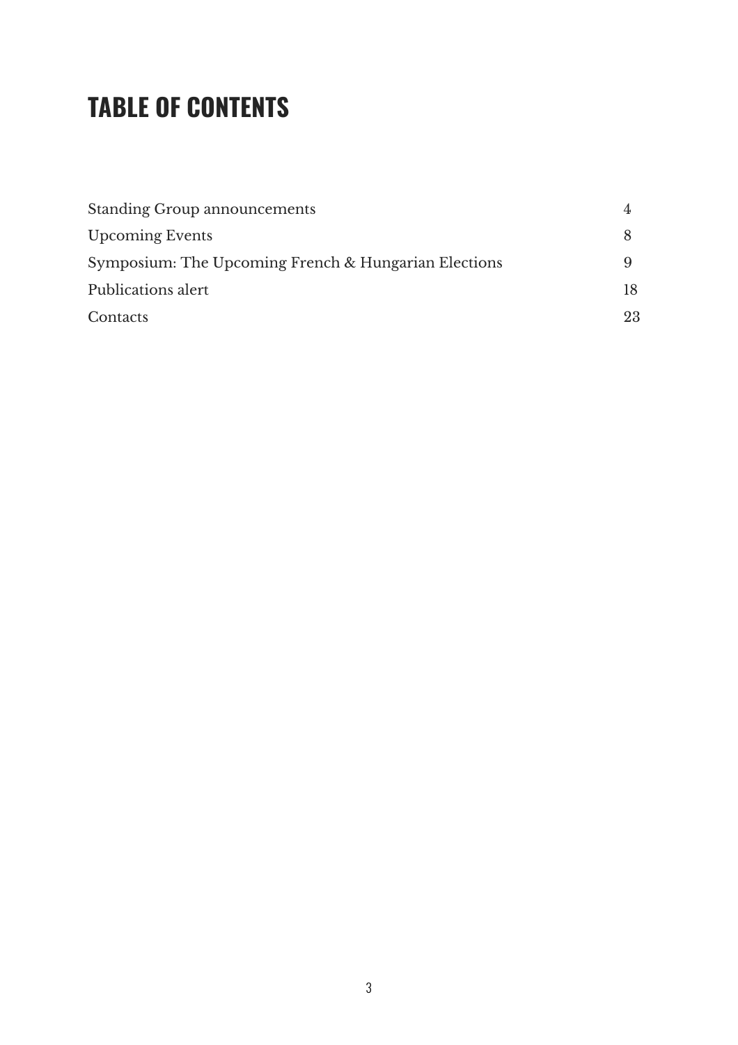# TABLE OF CONTENTS

| | |
|---|---|
| Standing Group announcements | 4 |
| Upcoming Events | 8 |
| Symposium: The Upcoming French & Hungarian Elections | 9 |
| Publications alert | 18 |
| Contacts | 23 |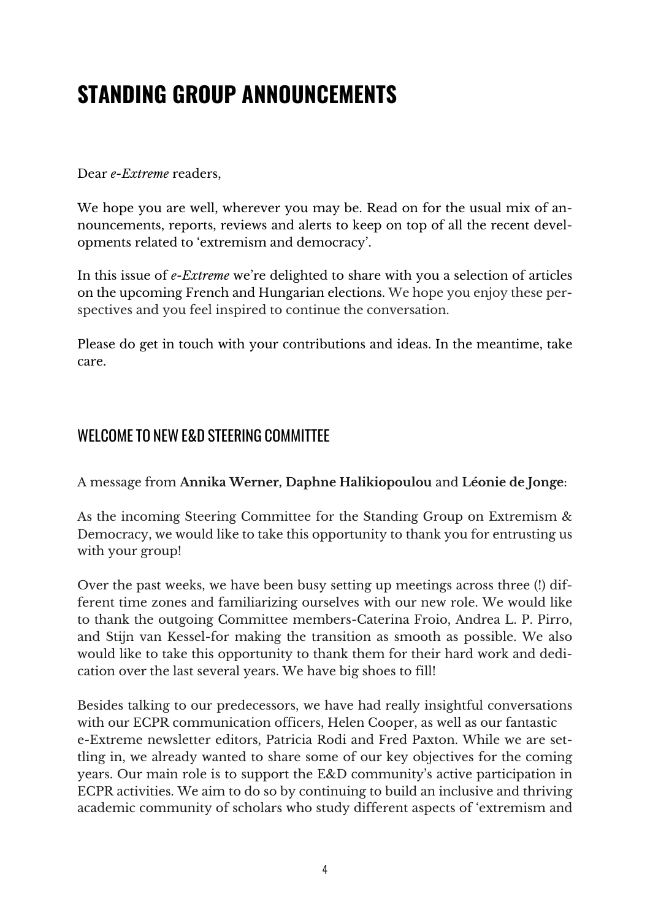# STANDING GROUP ANNOUNCEMENTS

Dear *e-Extreme* readers,

We hope you are well, wherever you may be. Read on for the usual mix of announcements, reports, reviews and alerts to keep on top of all the recent developments related to 'extremism and democracy'.

In this issue of *e-Extreme* we're delighted to share with you a selection of articles on the upcoming French and Hungarian elections. We hope you enjoy these perspectives and you feel inspired to continue the conversation.

Please do get in touch with your contributions and ideas. In the meantime, take care.

## WELCOME TO NEW E&D STEERING COMMITTEE

A message from **Annika Werner**, **Daphne Halikiopoulou** and **Léonie de Jonge**:

As the incoming Steering Committee for the Standing Group on Extremism & Democracy, we would like to take this opportunity to thank you for entrusting us with your group!

Over the past weeks, we have been busy setting up meetings across three (!) different time zones and familiarizing ourselves with our new role. We would like to thank the outgoing Committee members-Caterina Froio, Andrea L. P. Pirro, and Stijn van Kessel-for making the transition as smooth as possible. We also would like to take this opportunity to thank them for their hard work and dedication over the last several years. We have big shoes to fill!

Besides talking to our predecessors, we have had really insightful conversations with our ECPR communication officers, Helen Cooper, as well as our fantastic e-Extreme newsletter editors, Patricia Rodi and Fred Paxton. While we are settling in, we already wanted to share some of our key objectives for the coming years. Our main role is to support the E&D community's active participation in ECPR activities. We aim to do so by continuing to build an inclusive and thriving academic community of scholars who study different aspects of 'extremism and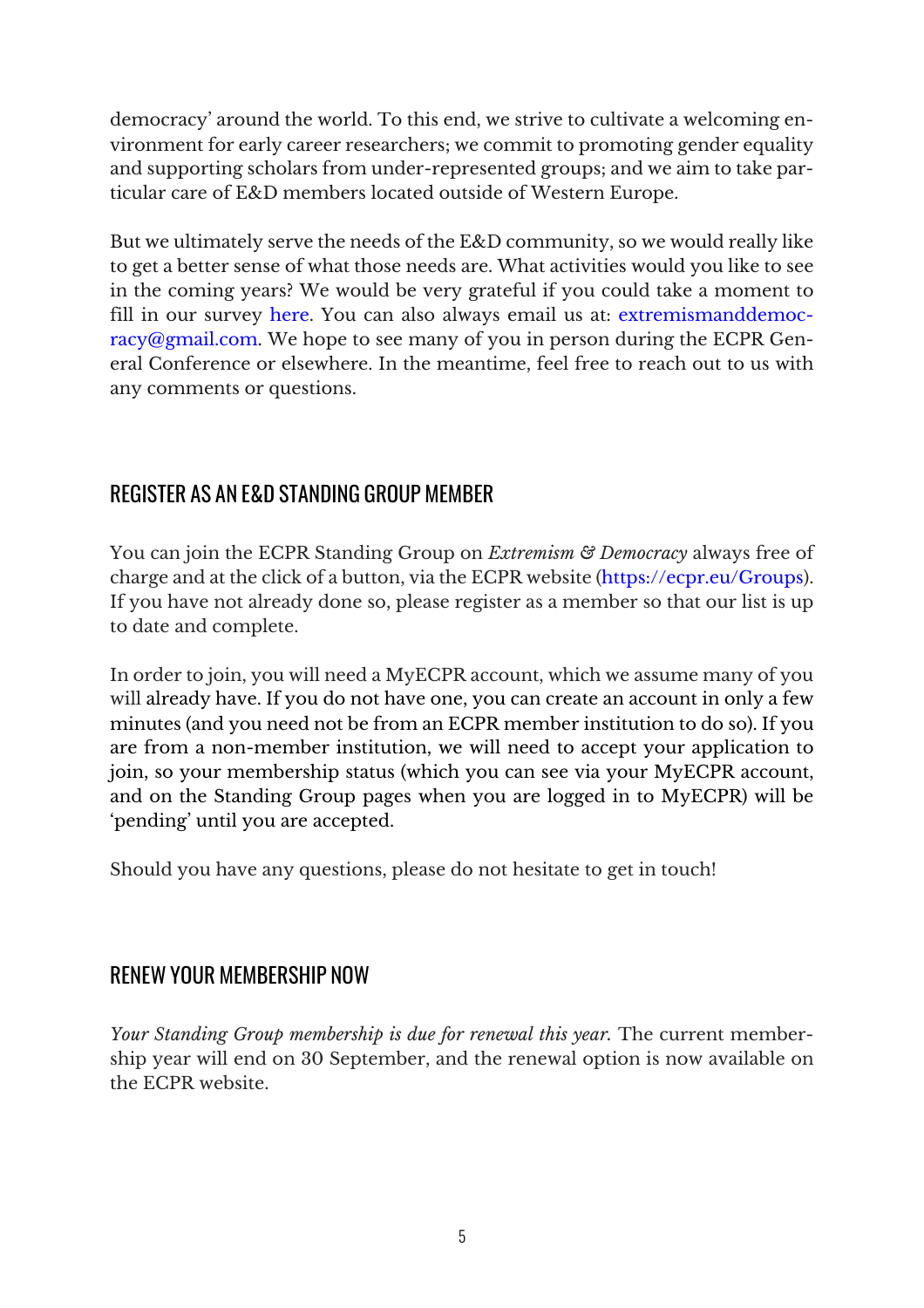democracy' around the world. To this end, we strive to cultivate a welcoming environment for early career researchers; we commit to promoting gender equality and supporting scholars from under-represented groups; and we aim to take particular care of E&D members located outside of Western Europe.

But we ultimately serve the needs of the E&D community, so we would really like to get a better sense of what those needs are. What activities would you like to see in the coming years? We would be very grateful if you could take a moment to fill in our survey here. You can also always email us at: extremismanddemocracy@gmail.com. We hope to see many of you in person during the ECPR General Conference or elsewhere. In the meantime, feel free to reach out to us with any comments or questions.

## REGISTER AS AN E&D STANDING GROUP MEMBER

You can join the ECPR Standing Group on *Extremism & Democracy* always free of charge and at the click of a button, via the ECPR website (https://ecpr.eu/Groups). If you have not already done so, please register as a member so that our list is up to date and complete.

In order to join, you will need a MyECPR account, which we assume many of you will already have. If you do not have one, you can create an account in only a few minutes (and you need not be from an ECPR member institution to do so). If you are from a non-member institution, we will need to accept your application to join, so your membership status (which you can see via your MyECPR account, and on the Standing Group pages when you are logged in to MyECPR) will be 'pending' until you are accepted.

Should you have any questions, please do not hesitate to get in touch!

## RENEW YOUR MEMBERSHIP NOW

*Your Standing Group membership is due for renewal this year.* The current membership year will end on 30 September, and the renewal option is now available on the ECPR website.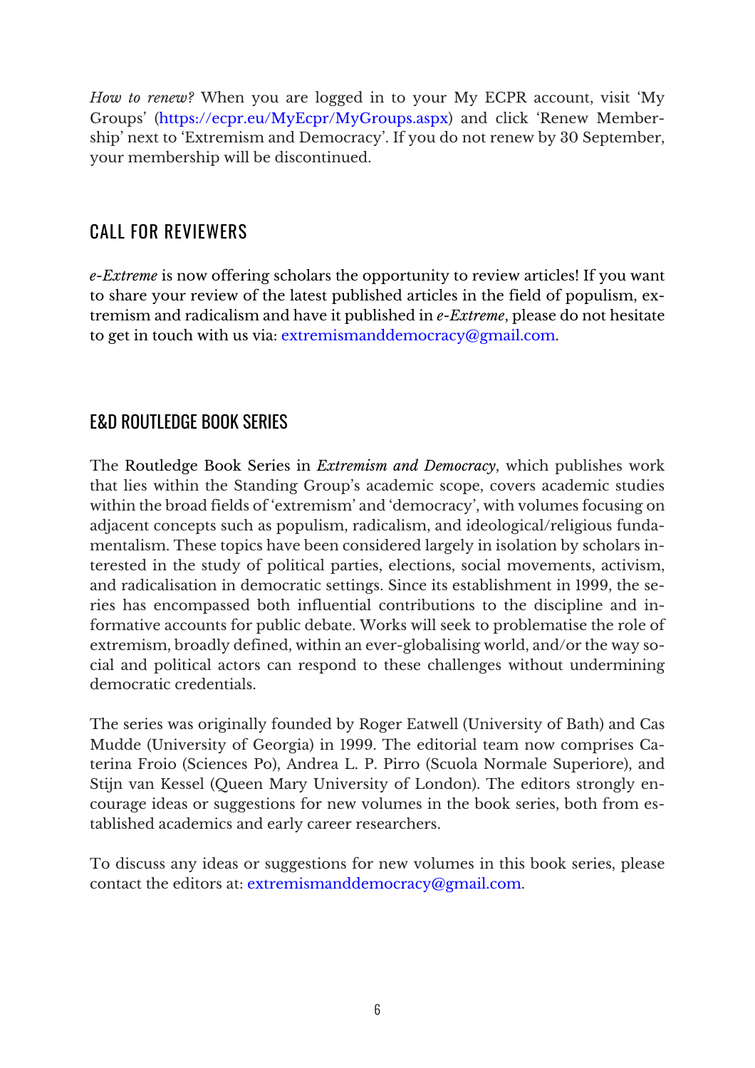*How to renew?* When you are logged in to your My ECPR account, visit 'My Groups' (https://ecpr.eu/MyEcpr/MyGroups.aspx) and click 'Renew Membership' next to 'Extremism and Democracy'. If you do not renew by 30 September, your membership will be discontinued.

## CALL FOR REVIEWERS

*e-Extreme* is now offering scholars the opportunity to review articles! If you want to share your review of the latest published articles in the field of populism, extremism and radicalism and have it published in *e-Extreme*, please do not hesitate to get in touch with us via: extremismanddemocracy@gmail.com.

## E&D ROUTLEDGE BOOK SERIES

The Routledge Book Series in *Extremism and Democracy*, which publishes work that lies within the Standing Group's academic scope, covers academic studies within the broad fields of 'extremism' and 'democracy', with volumes focusing on adjacent concepts such as populism, radicalism, and ideological/religious fundamentalism. These topics have been considered largely in isolation by scholars interested in the study of political parties, elections, social movements, activism, and radicalisation in democratic settings. Since its establishment in 1999, the series has encompassed both influential contributions to the discipline and informative accounts for public debate. Works will seek to problematise the role of extremism, broadly defined, within an ever-globalising world, and/or the way social and political actors can respond to these challenges without undermining democratic credentials.

The series was originally founded by Roger Eatwell (University of Bath) and Cas Mudde (University of Georgia) in 1999. The editorial team now comprises Caterina Froio (Sciences Po), Andrea L. P. Pirro (Scuola Normale Superiore), and Stijn van Kessel (Queen Mary University of London). The editors strongly encourage ideas or suggestions for new volumes in the book series, both from established academics and early career researchers.

To discuss any ideas or suggestions for new volumes in this book series, please contact the editors at: extremismanddemocracy@gmail.com.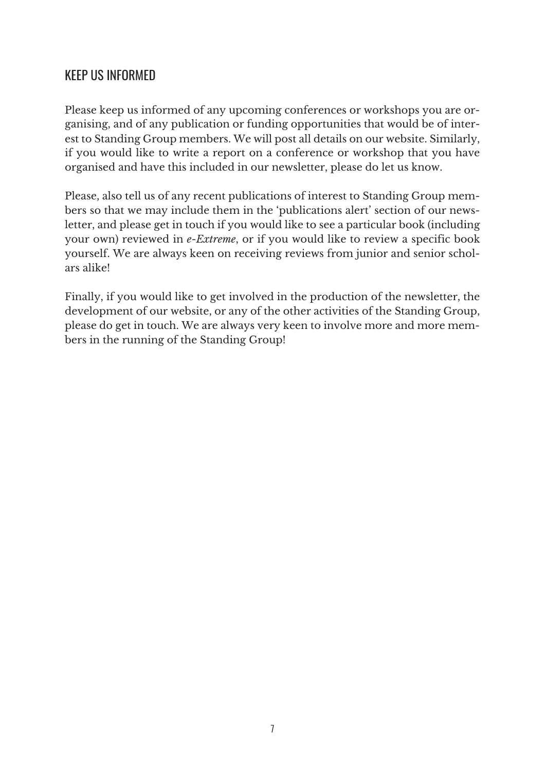## KEEP US INFORMED

Please keep us informed of any upcoming conferences or workshops you are organising, and of any publication or funding opportunities that would be of interest to Standing Group members. We will post all details on our website. Similarly, if you would like to write a report on a conference or workshop that you have organised and have this included in our newsletter, please do let us know.

Please, also tell us of any recent publications of interest to Standing Group members so that we may include them in the 'publications alert' section of our newsletter, and please get in touch if you would like to see a particular book (including your own) reviewed in *e-Extreme*, or if you would like to review a specific book yourself. We are always keen on receiving reviews from junior and senior scholars alike!

Finally, if you would like to get involved in the production of the newsletter, the development of our website, or any of the other activities of the Standing Group, please do get in touch. We are always very keen to involve more and more members in the running of the Standing Group!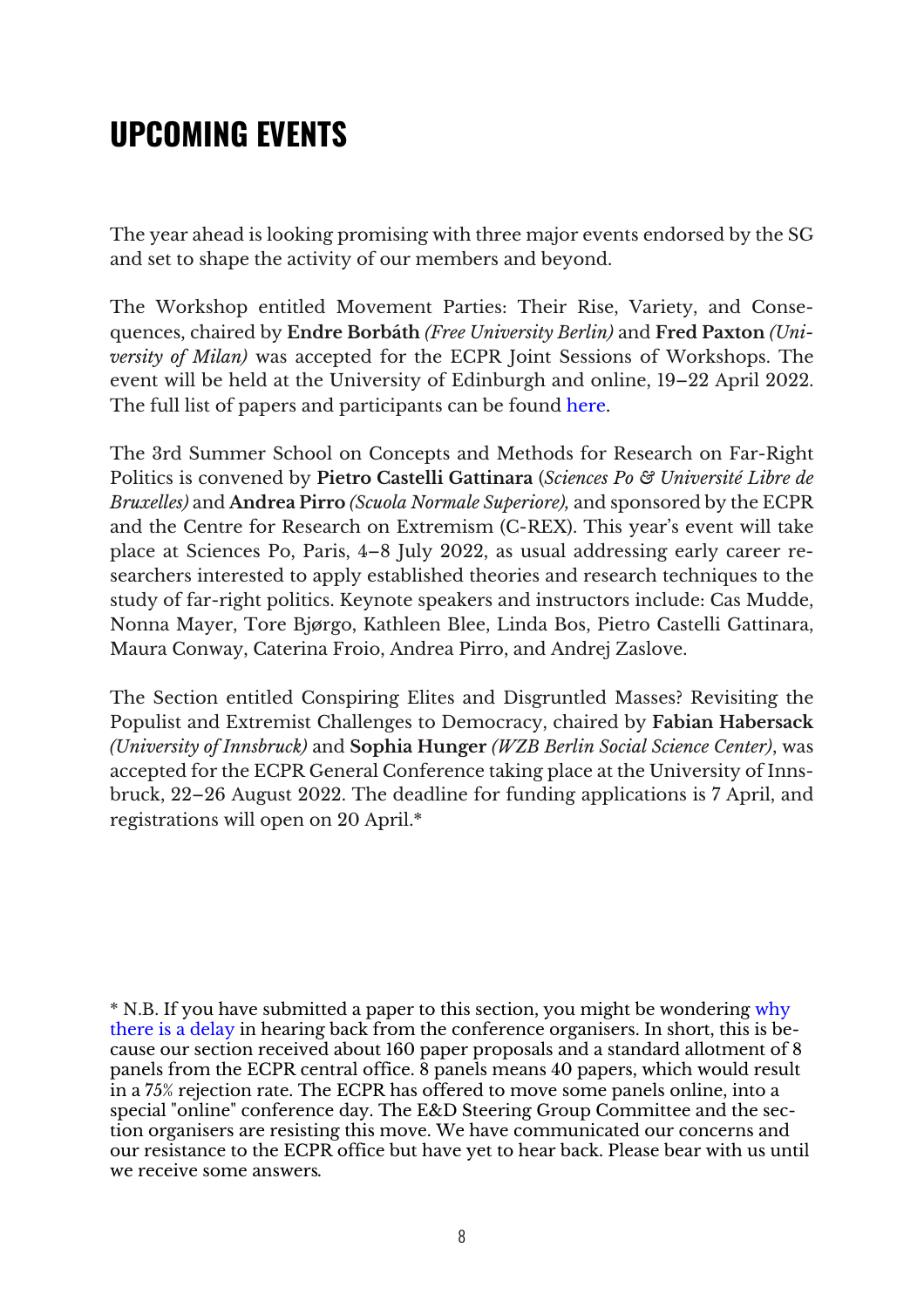# UPCOMING EVENTS

The year ahead is looking promising with three major events endorsed by the SG and set to shape the activity of our members and beyond.

The Workshop entitled Movement Parties: Their Rise, Variety, and Consequences, chaired by **Endre Borbáth** *(Free University Berlin)* and **Fred Paxton** *(University of Milan)* was accepted for the ECPR Joint Sessions of Workshops. The event will be held at the University of Edinburgh and online, 19–22 April 2022. The full list of papers and participants can be found here.

The 3rd Summer School on Concepts and Methods for Research on Far-Right Politics is convened by **Pietro Castelli Gattinara** (*Sciences Po & Université Libre de Bruxelles)* and **Andrea Pirro** *(Scuola Normale Superiore),* and sponsored by the ECPR and the Centre for Research on Extremism (C-REX). This year's event will take place at Sciences Po, Paris, 4–8 July 2022, as usual addressing early career researchers interested to apply established theories and research techniques to the study of far-right politics. Keynote speakers and instructors include: Cas Mudde, Nonna Mayer, Tore Bjørgo, Kathleen Blee, Linda Bos, Pietro Castelli Gattinara, Maura Conway, Caterina Froio, Andrea Pirro, and Andrej Zaslove.

The Section entitled Conspiring Elites and Disgruntled Masses? Revisiting the Populist and Extremist Challenges to Democracy, chaired by **Fabian Habersack** *(University of Innsbruck)* and **Sophia Hunger** *(WZB Berlin Social Science Center)*, was accepted for the ECPR General Conference taking place at the University of Innsbruck, 22–26 August 2022. The deadline for funding applications is 7 April, and registrations will open on 20 April.*

* N.B. If you have submitted a paper to this section, you might be wondering why there is a delay in hearing back from the conference organisers. In short, this is because our section received about 160 paper proposals and a standard allotment of 8 panels from the ECPR central office. 8 panels means 40 papers, which would result in a 75% rejection rate. The ECPR has offered to move some panels online, into a special "online" conference day. The E&D Steering Group Committee and the section organisers are resisting this move. We have communicated our concerns and our resistance to the ECPR office but have yet to hear back. Please bear with us until we receive some answers.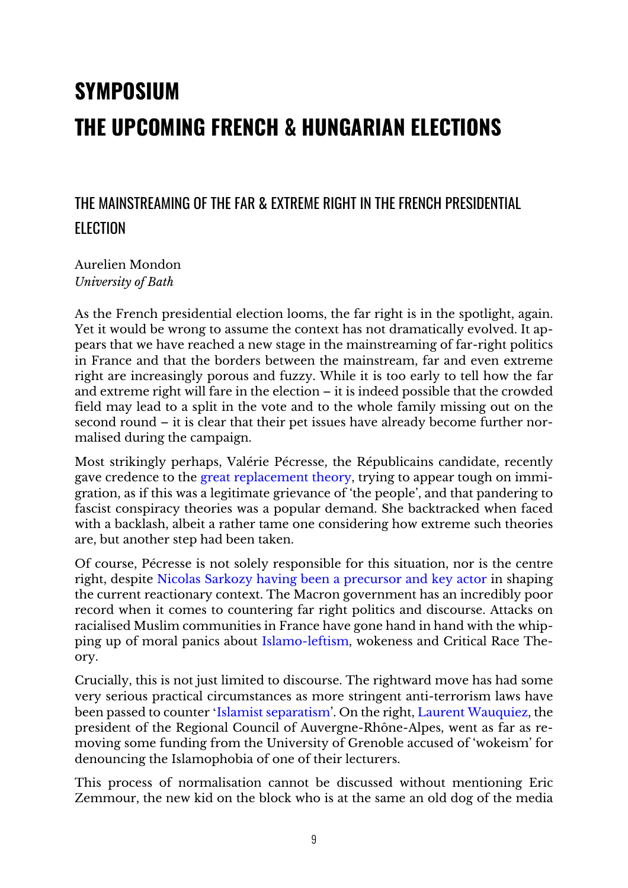# SYMPOSIUM

# THE UPCOMING FRENCH & HUNGARIAN ELECTIONS

## THE MAINSTREAMING OF THE FAR & EXTREME RIGHT IN THE FRENCH PRESIDENTIAL ELECTION

Aurelien Mondon
*University of Bath*

As the French presidential election looms, the far right is in the spotlight, again. Yet it would be wrong to assume the context has not dramatically evolved. It appears that we have reached a new stage in the mainstreaming of far-right politics in France and that the borders between the mainstream, far and even extreme right are increasingly porous and fuzzy. While it is too early to tell how the far and extreme right will fare in the election – it is indeed possible that the crowded field may lead to a split in the vote and to the whole family missing out on the second round – it is clear that their pet issues have already become further normalised during the campaign.

Most strikingly perhaps, Valérie Pécresse, the Républicains candidate, recently gave credence to the great replacement theory, trying to appear tough on immigration, as if this was a legitimate grievance of 'the people', and that pandering to fascist conspiracy theories was a popular demand. She backtracked when faced with a backlash, albeit a rather tame one considering how extreme such theories are, but another step had been taken.

Of course, Pécresse is not solely responsible for this situation, nor is the centre right, despite Nicolas Sarkozy having been a precursor and key actor in shaping the current reactionary context. The Macron government has an incredibly poor record when it comes to countering far right politics and discourse. Attacks on racialised Muslim communities in France have gone hand in hand with the whipping up of moral panics about Islamo-leftism, wokeness and Critical Race Theory.

Crucially, this is not just limited to discourse. The rightward move has had some very serious practical circumstances as more stringent anti-terrorism laws have been passed to counter 'Islamist separatism'. On the right, Laurent Wauquiez, the president of the Regional Council of Auvergne-Rhône-Alpes, went as far as removing some funding from the University of Grenoble accused of 'wokeism' for denouncing the Islamophobia of one of their lecturers.

This process of normalisation cannot be discussed without mentioning Eric Zemmour, the new kid on the block who is at the same an old dog of the media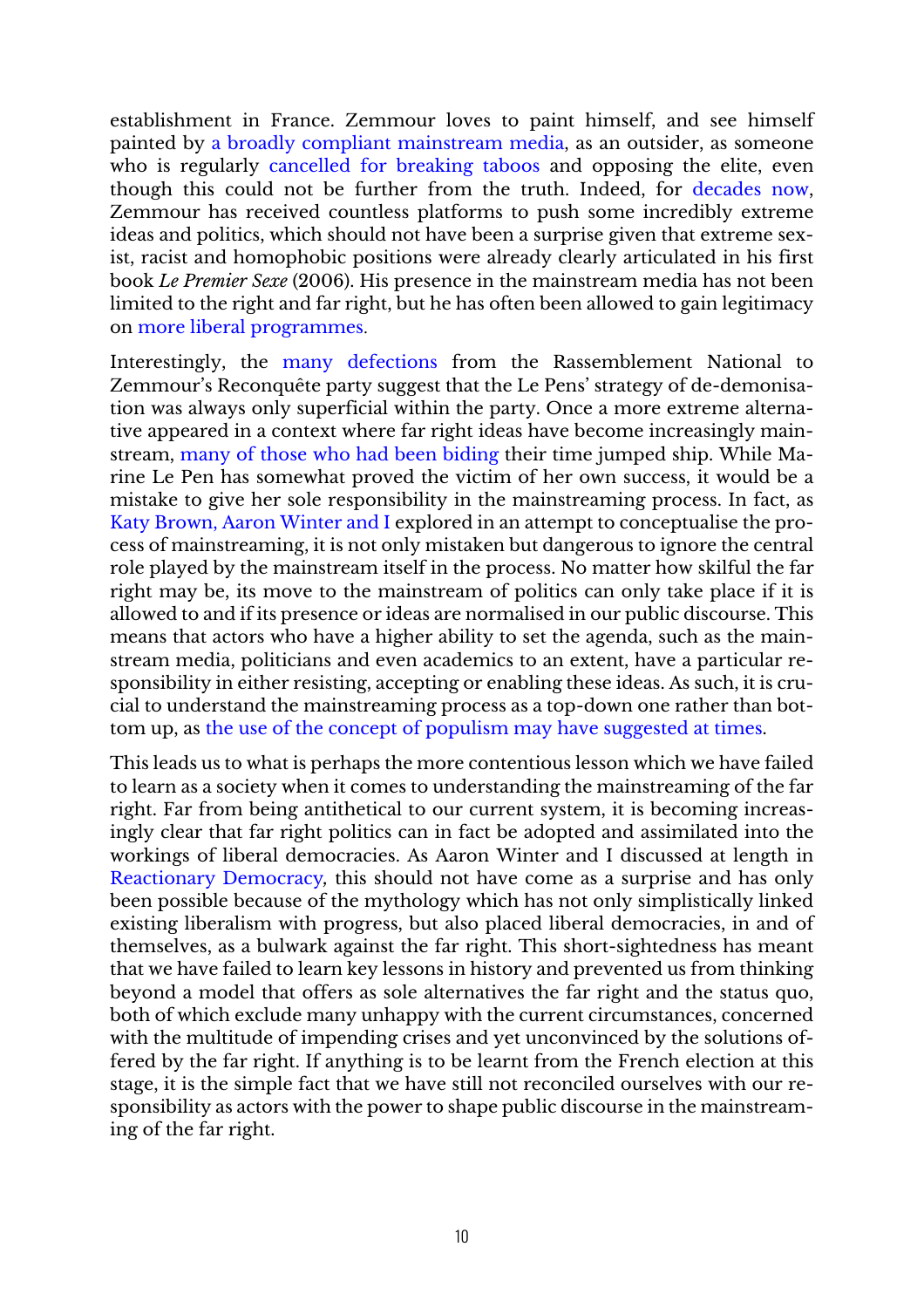establishment in France. Zemmour loves to paint himself, and see himself painted by a broadly compliant mainstream media, as an outsider, as someone who is regularly cancelled for breaking taboos and opposing the elite, even though this could not be further from the truth. Indeed, for decades now, Zemmour has received countless platforms to push some incredibly extreme ideas and politics, which should not have been a surprise given that extreme sexist, racist and homophobic positions were already clearly articulated in his first book *Le Premier Sexe* (2006). His presence in the mainstream media has not been limited to the right and far right, but he has often been allowed to gain legitimacy on more liberal programmes.

Interestingly, the many defections from the Rassemblement National to Zemmour's Reconquête party suggest that the Le Pens' strategy of de-demonisation was always only superficial within the party. Once a more extreme alternative appeared in a context where far right ideas have become increasingly mainstream, many of those who had been biding their time jumped ship. While Marine Le Pen has somewhat proved the victim of her own success, it would be a mistake to give her sole responsibility in the mainstreaming process. In fact, as Katy Brown, Aaron Winter and I explored in an attempt to conceptualise the process of mainstreaming, it is not only mistaken but dangerous to ignore the central role played by the mainstream itself in the process. No matter how skilful the far right may be, its move to the mainstream of politics can only take place if it is allowed to and if its presence or ideas are normalised in our public discourse. This means that actors who have a higher ability to set the agenda, such as the mainstream media, politicians and even academics to an extent, have a particular responsibility in either resisting, accepting or enabling these ideas. As such, it is crucial to understand the mainstreaming process as a top-down one rather than bottom up, as the use of the concept of populism may have suggested at times.

This leads us to what is perhaps the more contentious lesson which we have failed to learn as a society when it comes to understanding the mainstreaming of the far right. Far from being antithetical to our current system, it is becoming increasingly clear that far right politics can in fact be adopted and assimilated into the workings of liberal democracies. As Aaron Winter and I discussed at length in Reactionary Democracy, this should not have come as a surprise and has only been possible because of the mythology which has not only simplistically linked existing liberalism with progress, but also placed liberal democracies, in and of themselves, as a bulwark against the far right. This short-sightedness has meant that we have failed to learn key lessons in history and prevented us from thinking beyond a model that offers as sole alternatives the far right and the status quo, both of which exclude many unhappy with the current circumstances, concerned with the multitude of impending crises and yet unconvinced by the solutions offered by the far right. If anything is to be learnt from the French election at this stage, it is the simple fact that we have still not reconciled ourselves with our responsibility as actors with the power to shape public discourse in the mainstreaming of the far right.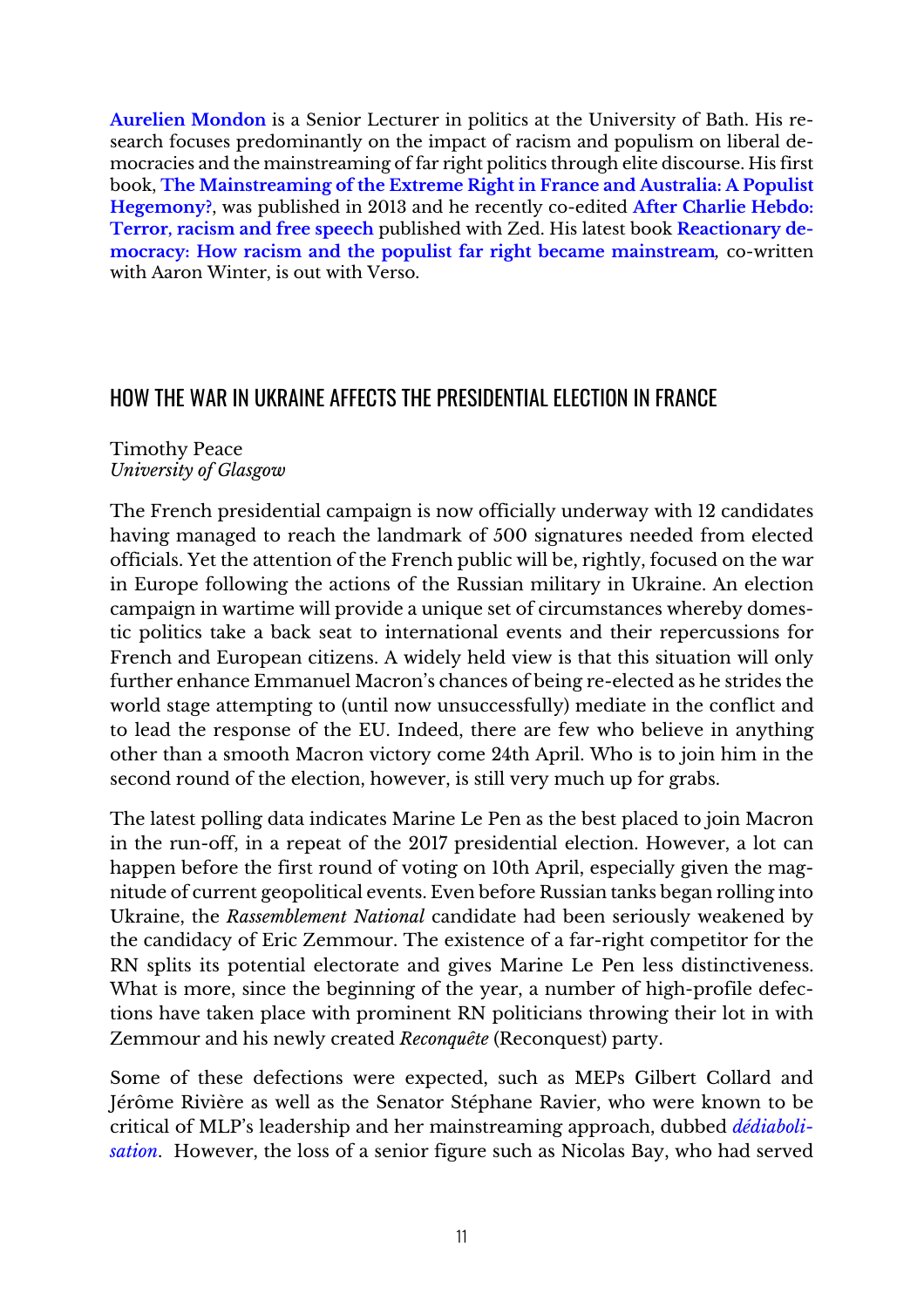**Aurelien Mondon** is a Senior Lecturer in politics at the University of Bath. His research focuses predominantly on the impact of racism and populism on liberal democracies and the mainstreaming of far right politics through elite discourse. His first book, **The Mainstreaming of the Extreme Right in France and Australia: A Populist Hegemony?**, was published in 2013 and he recently co-edited **After Charlie Hebdo: Terror, racism and free speech** published with Zed. His latest book **Reactionary democracy: How racism and the populist far right became mainstream**, co-written with Aaron Winter, is out with Verso.

## HOW THE WAR IN UKRAINE AFFECTS THE PRESIDENTIAL ELECTION IN FRANCE

Timothy Peace
*University of Glasgow*

The French presidential campaign is now officially underway with 12 candidates having managed to reach the landmark of 500 signatures needed from elected officials. Yet the attention of the French public will be, rightly, focused on the war in Europe following the actions of the Russian military in Ukraine. An election campaign in wartime will provide a unique set of circumstances whereby domestic politics take a back seat to international events and their repercussions for French and European citizens. A widely held view is that this situation will only further enhance Emmanuel Macron's chances of being re-elected as he strides the world stage attempting to (until now unsuccessfully) mediate in the conflict and to lead the response of the EU. Indeed, there are few who believe in anything other than a smooth Macron victory come 24th April. Who is to join him in the second round of the election, however, is still very much up for grabs.

The latest polling data indicates Marine Le Pen as the best placed to join Macron in the run-off, in a repeat of the 2017 presidential election. However, a lot can happen before the first round of voting on 10th April, especially given the magnitude of current geopolitical events. Even before Russian tanks began rolling into Ukraine, the *Rassemblement National* candidate had been seriously weakened by the candidacy of Eric Zemmour. The existence of a far-right competitor for the RN splits its potential electorate and gives Marine Le Pen less distinctiveness. What is more, since the beginning of the year, a number of high-profile defections have taken place with prominent RN politicians throwing their lot in with Zemmour and his newly created *Reconquête* (Reconquest) party.

Some of these defections were expected, such as MEPs Gilbert Collard and Jérôme Rivière as well as the Senator Stéphane Ravier, who were known to be critical of MLP's leadership and her mainstreaming approach, dubbed *dédiabolisation*. However, the loss of a senior figure such as Nicolas Bay, who had served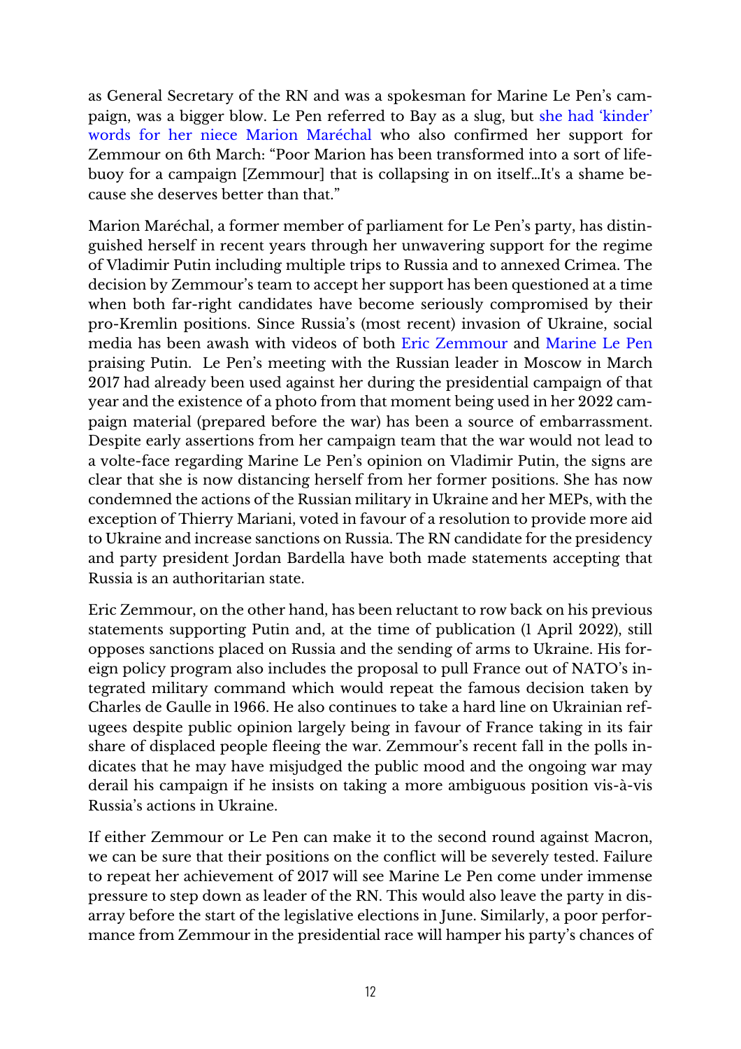as General Secretary of the RN and was a spokesman for Marine Le Pen's campaign, was a bigger blow. Le Pen referred to Bay as a slug, but she had 'kinder' words for her niece Marion Maréchal who also confirmed her support for Zemmour on 6th March: "Poor Marion has been transformed into a sort of lifebuoy for a campaign [Zemmour] that is collapsing in on itself…It's a shame because she deserves better than that."

Marion Maréchal, a former member of parliament for Le Pen's party, has distinguished herself in recent years through her unwavering support for the regime of Vladimir Putin including multiple trips to Russia and to annexed Crimea. The decision by Zemmour's team to accept her support has been questioned at a time when both far-right candidates have become seriously compromised by their pro-Kremlin positions. Since Russia's (most recent) invasion of Ukraine, social media has been awash with videos of both Eric Zemmour and Marine Le Pen praising Putin. Le Pen's meeting with the Russian leader in Moscow in March 2017 had already been used against her during the presidential campaign of that year and the existence of a photo from that moment being used in her 2022 campaign material (prepared before the war) has been a source of embarrassment. Despite early assertions from her campaign team that the war would not lead to a volte-face regarding Marine Le Pen's opinion on Vladimir Putin, the signs are clear that she is now distancing herself from her former positions. She has now condemned the actions of the Russian military in Ukraine and her MEPs, with the exception of Thierry Mariani, voted in favour of a resolution to provide more aid to Ukraine and increase sanctions on Russia. The RN candidate for the presidency and party president Jordan Bardella have both made statements accepting that Russia is an authoritarian state.

Eric Zemmour, on the other hand, has been reluctant to row back on his previous statements supporting Putin and, at the time of publication (1 April 2022), still opposes sanctions placed on Russia and the sending of arms to Ukraine. His foreign policy program also includes the proposal to pull France out of NATO's integrated military command which would repeat the famous decision taken by Charles de Gaulle in 1966. He also continues to take a hard line on Ukrainian refugees despite public opinion largely being in favour of France taking in its fair share of displaced people fleeing the war. Zemmour's recent fall in the polls indicates that he may have misjudged the public mood and the ongoing war may derail his campaign if he insists on taking a more ambiguous position vis-à-vis Russia's actions in Ukraine.

If either Zemmour or Le Pen can make it to the second round against Macron, we can be sure that their positions on the conflict will be severely tested. Failure to repeat her achievement of 2017 will see Marine Le Pen come under immense pressure to step down as leader of the RN. This would also leave the party in disarray before the start of the legislative elections in June. Similarly, a poor performance from Zemmour in the presidential race will hamper his party's chances of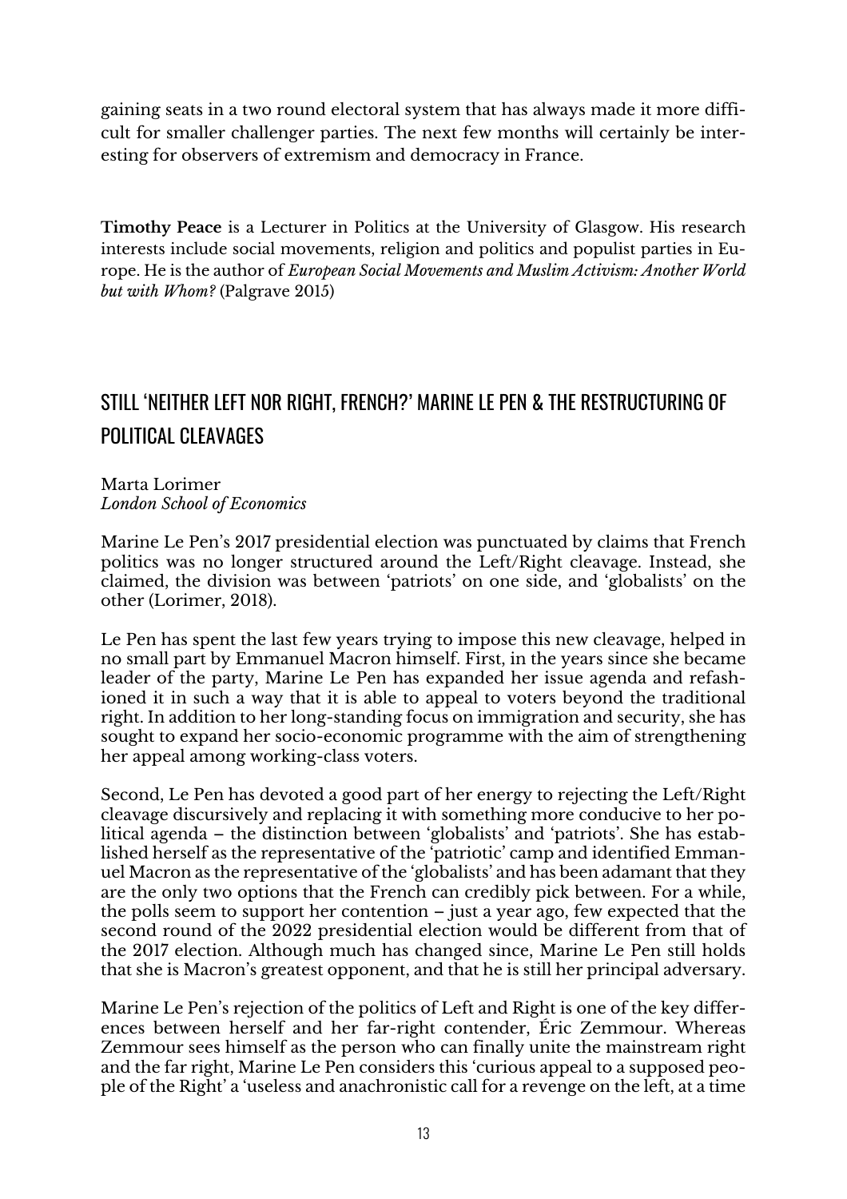gaining seats in a two round electoral system that has always made it more difficult for smaller challenger parties. The next few months will certainly be interesting for observers of extremism and democracy in France.

**Timothy Peace** is a Lecturer in Politics at the University of Glasgow. His research interests include social movements, religion and politics and populist parties in Europe. He is the author of *European Social Movements and Muslim Activism: Another World but with Whom?* (Palgrave 2015)

## STILL 'NEITHER LEFT NOR RIGHT, FRENCH?' MARINE LE PEN & THE RESTRUCTURING OF POLITICAL CLEAVAGES

Marta Lorimer
*London School of Economics*

Marine Le Pen's 2017 presidential election was punctuated by claims that French politics was no longer structured around the Left/Right cleavage. Instead, she claimed, the division was between 'patriots' on one side, and 'globalists' on the other (Lorimer, 2018).

Le Pen has spent the last few years trying to impose this new cleavage, helped in no small part by Emmanuel Macron himself. First, in the years since she became leader of the party, Marine Le Pen has expanded her issue agenda and refashioned it in such a way that it is able to appeal to voters beyond the traditional right. In addition to her long-standing focus on immigration and security, she has sought to expand her socio-economic programme with the aim of strengthening her appeal among working-class voters.

Second, Le Pen has devoted a good part of her energy to rejecting the Left/Right cleavage discursively and replacing it with something more conducive to her political agenda – the distinction between 'globalists' and 'patriots'. She has established herself as the representative of the 'patriotic' camp and identified Emmanuel Macron as the representative of the 'globalists' and has been adamant that they are the only two options that the French can credibly pick between. For a while, the polls seem to support her contention – just a year ago, few expected that the second round of the 2022 presidential election would be different from that of the 2017 election. Although much has changed since, Marine Le Pen still holds that she is Macron's greatest opponent, and that he is still her principal adversary.

Marine Le Pen's rejection of the politics of Left and Right is one of the key differences between herself and her far-right contender, Éric Zemmour. Whereas Zemmour sees himself as the person who can finally unite the mainstream right and the far right, Marine Le Pen considers this 'curious appeal to a supposed people of the Right' a 'useless and anachronistic call for a revenge on the left, at a time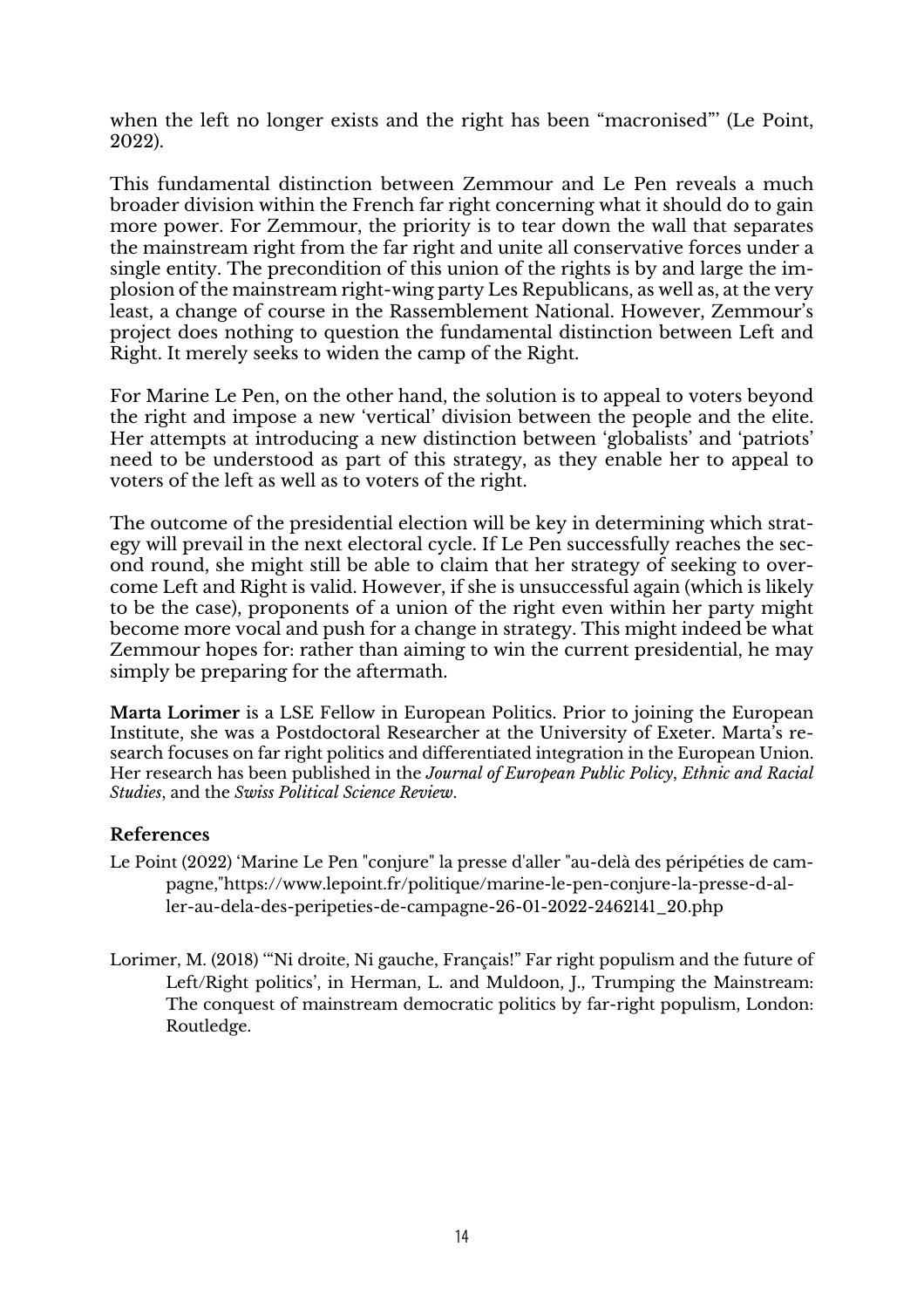when the left no longer exists and the right has been "macronised"' (Le Point, 2022).

This fundamental distinction between Zemmour and Le Pen reveals a much broader division within the French far right concerning what it should do to gain more power. For Zemmour, the priority is to tear down the wall that separates the mainstream right from the far right and unite all conservative forces under a single entity. The precondition of this union of the rights is by and large the implosion of the mainstream right-wing party Les Republicans, as well as, at the very least, a change of course in the Rassemblement National. However, Zemmour's project does nothing to question the fundamental distinction between Left and Right. It merely seeks to widen the camp of the Right.

For Marine Le Pen, on the other hand, the solution is to appeal to voters beyond the right and impose a new 'vertical' division between the people and the elite. Her attempts at introducing a new distinction between 'globalists' and 'patriots' need to be understood as part of this strategy, as they enable her to appeal to voters of the left as well as to voters of the right.

The outcome of the presidential election will be key in determining which strategy will prevail in the next electoral cycle. If Le Pen successfully reaches the second round, she might still be able to claim that her strategy of seeking to overcome Left and Right is valid. However, if she is unsuccessful again (which is likely to be the case), proponents of a union of the right even within her party might become more vocal and push for a change in strategy. This might indeed be what Zemmour hopes for: rather than aiming to win the current presidential, he may simply be preparing for the aftermath.

**Marta Lorimer** is a LSE Fellow in European Politics. Prior to joining the European Institute, she was a Postdoctoral Researcher at the University of Exeter. Marta's research focuses on far right politics and differentiated integration in the European Union. Her research has been published in the *Journal of European Public Policy*, *Ethnic and Racial Studies*, and the *Swiss Political Science Review*.

### References

Le Point (2022) 'Marine Le Pen "conjure" la presse d'aller "au-delà des péripéties de campagne,"https://www.lepoint.fr/politique/marine-le-pen-conjure-la-presse-d-aller-au-dela-des-peripeties-de-campagne-26-01-2022-2462141_20.php

Lorimer, M. (2018) '"Ni droite, Ni gauche, Français!" Far right populism and the future of Left/Right politics', in Herman, L. and Muldoon, J., Trumping the Mainstream: The conquest of mainstream democratic politics by far-right populism, London: Routledge.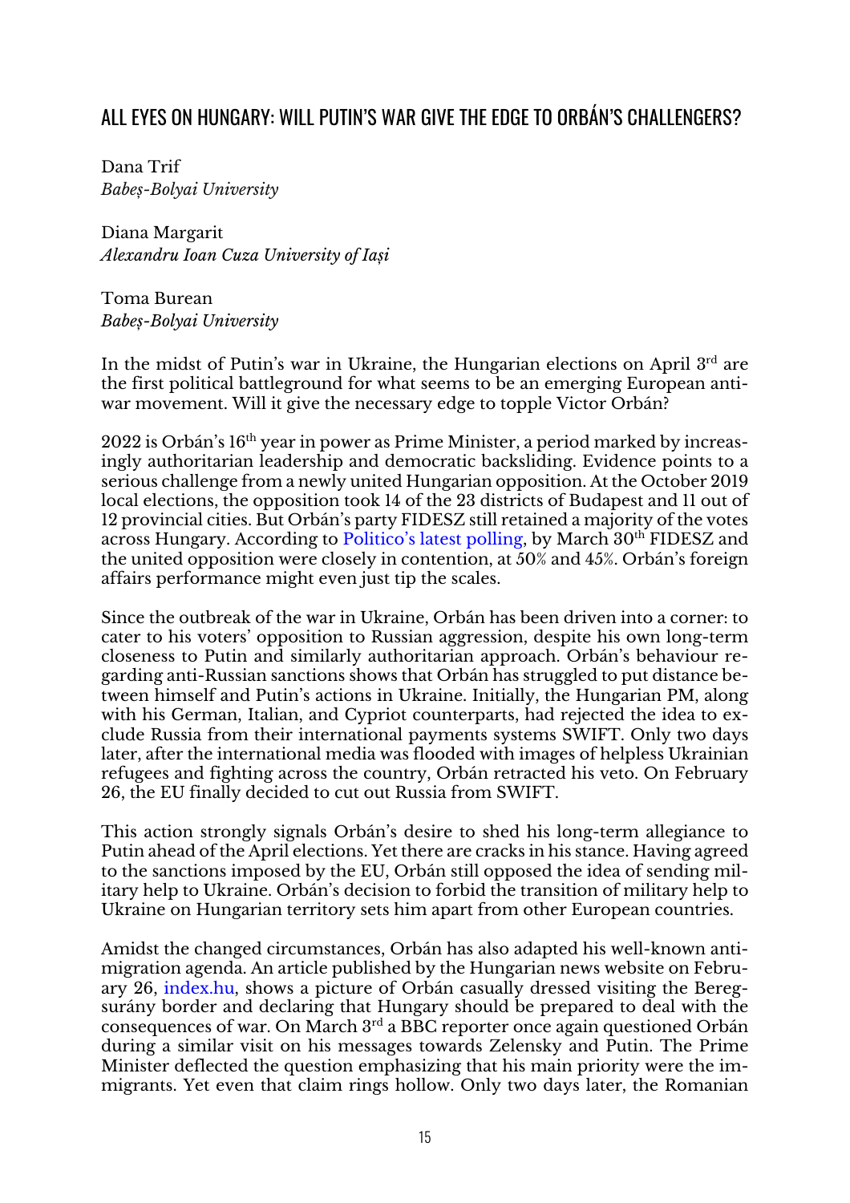## ALL EYES ON HUNGARY: WILL PUTIN'S WAR GIVE THE EDGE TO ORBÁN'S CHALLENGERS?

Dana Trif
*Babeș-Bolyai University*

Diana Margarit
*Alexandru Ioan Cuza University of Iași*

Toma Burean
*Babeș-Bolyai University*

In the midst of Putin's war in Ukraine, the Hungarian elections on April 3rd are the first political battleground for what seems to be an emerging European anti-war movement. Will it give the necessary edge to topple Victor Orbán?

2022 is Orbán's 16th year in power as Prime Minister, a period marked by increasingly authoritarian leadership and democratic backsliding. Evidence points to a serious challenge from a newly united Hungarian opposition. At the October 2019 local elections, the opposition took 14 of the 23 districts of Budapest and 11 out of 12 provincial cities. But Orbán's party FIDESZ still retained a majority of the votes across Hungary. According to Politico's latest polling, by March 30th FIDESZ and the united opposition were closely in contention, at 50% and 45%. Orbán's foreign affairs performance might even just tip the scales.

Since the outbreak of the war in Ukraine, Orbán has been driven into a corner: to cater to his voters' opposition to Russian aggression, despite his own long-term closeness to Putin and similarly authoritarian approach. Orbán's behaviour regarding anti-Russian sanctions shows that Orbán has struggled to put distance between himself and Putin's actions in Ukraine. Initially, the Hungarian PM, along with his German, Italian, and Cypriot counterparts, had rejected the idea to exclude Russia from their international payments systems SWIFT. Only two days later, after the international media was flooded with images of helpless Ukrainian refugees and fighting across the country, Orbán retracted his veto. On February 26, the EU finally decided to cut out Russia from SWIFT.

This action strongly signals Orbán's desire to shed his long-term allegiance to Putin ahead of the April elections. Yet there are cracks in his stance. Having agreed to the sanctions imposed by the EU, Orbán still opposed the idea of sending military help to Ukraine. Orbán's decision to forbid the transition of military help to Ukraine on Hungarian territory sets him apart from other European countries.

Amidst the changed circumstances, Orbán has also adapted his well-known anti-migration agenda. An article published by the Hungarian news website on February 26, index.hu, shows a picture of Orbán casually dressed visiting the Beregsurány border and declaring that Hungary should be prepared to deal with the consequences of war. On March 3rd a BBC reporter once again questioned Orbán during a similar visit on his messages towards Zelensky and Putin. The Prime Minister deflected the question emphasizing that his main priority were the immigrants. Yet even that claim rings hollow. Only two days later, the Romanian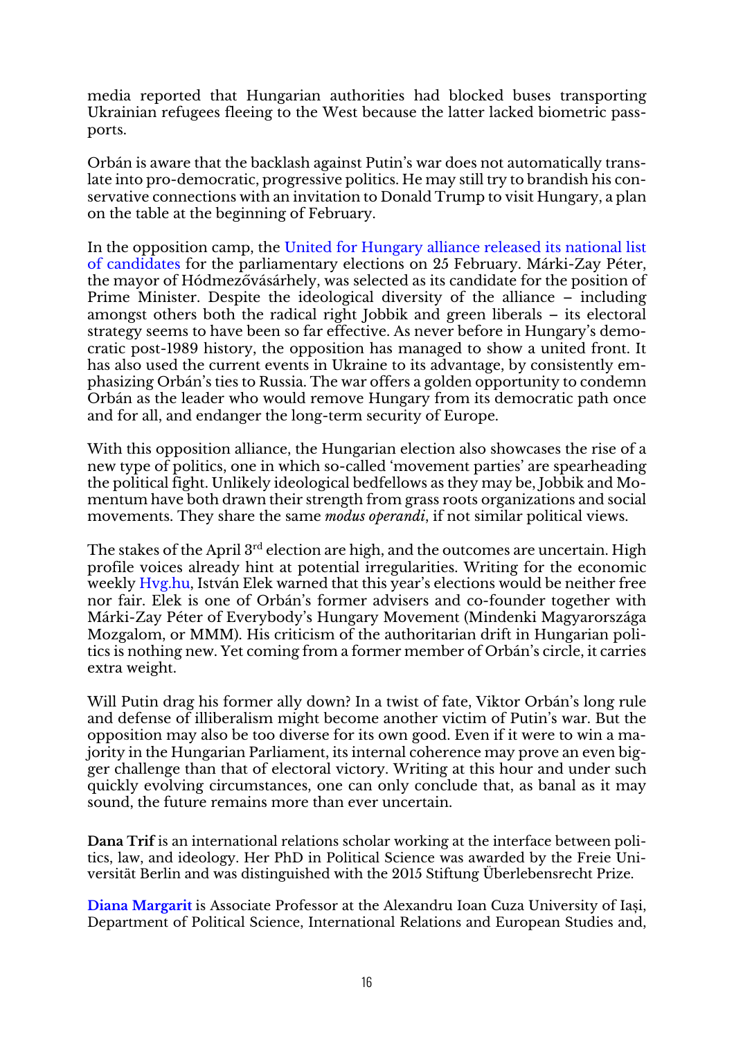media reported that Hungarian authorities had blocked buses transporting Ukrainian refugees fleeing to the West because the latter lacked biometric passports.

Orbán is aware that the backlash against Putin's war does not automatically translate into pro-democratic, progressive politics. He may still try to brandish his conservative connections with an invitation to Donald Trump to visit Hungary, a plan on the table at the beginning of February.

In the opposition camp, the United for Hungary alliance released its national list of candidates for the parliamentary elections on 25 February. Márki-Zay Péter, the mayor of Hódmezővásárhely, was selected as its candidate for the position of Prime Minister. Despite the ideological diversity of the alliance – including amongst others both the radical right Jobbik and green liberals – its electoral strategy seems to have been so far effective. As never before in Hungary's democratic post-1989 history, the opposition has managed to show a united front. It has also used the current events in Ukraine to its advantage, by consistently emphasizing Orbán's ties to Russia. The war offers a golden opportunity to condemn Orbán as the leader who would remove Hungary from its democratic path once and for all, and endanger the long-term security of Europe.

With this opposition alliance, the Hungarian election also showcases the rise of a new type of politics, one in which so-called 'movement parties' are spearheading the political fight. Unlikely ideological bedfellows as they may be, Jobbik and Momentum have both drawn their strength from grass roots organizations and social movements. They share the same *modus operandi*, if not similar political views.

The stakes of the April 3rd election are high, and the outcomes are uncertain. High profile voices already hint at potential irregularities. Writing for the economic weekly Hvg.hu, István Elek warned that this year's elections would be neither free nor fair. Elek is one of Orbán's former advisers and co-founder together with Márki-Zay Péter of Everybody's Hungary Movement (Mindenki Magyarországa Mozgalom, or MMM). His criticism of the authoritarian drift in Hungarian politics is nothing new. Yet coming from a former member of Orbán's circle, it carries extra weight.

Will Putin drag his former ally down? In a twist of fate, Viktor Orbán's long rule and defense of illiberalism might become another victim of Putin's war. But the opposition may also be too diverse for its own good. Even if it were to win a majority in the Hungarian Parliament, its internal coherence may prove an even bigger challenge than that of electoral victory. Writing at this hour and under such quickly evolving circumstances, one can only conclude that, as banal as it may sound, the future remains more than ever uncertain.

**Dana Trif** is an international relations scholar working at the interface between politics, law, and ideology. Her PhD in Political Science was awarded by the Freie Universität Berlin and was distinguished with the 2015 Stiftung Überlebensrecht Prize.

**Diana Margarit** is Associate Professor at the Alexandru Ioan Cuza University of Iași, Department of Political Science, International Relations and European Studies and,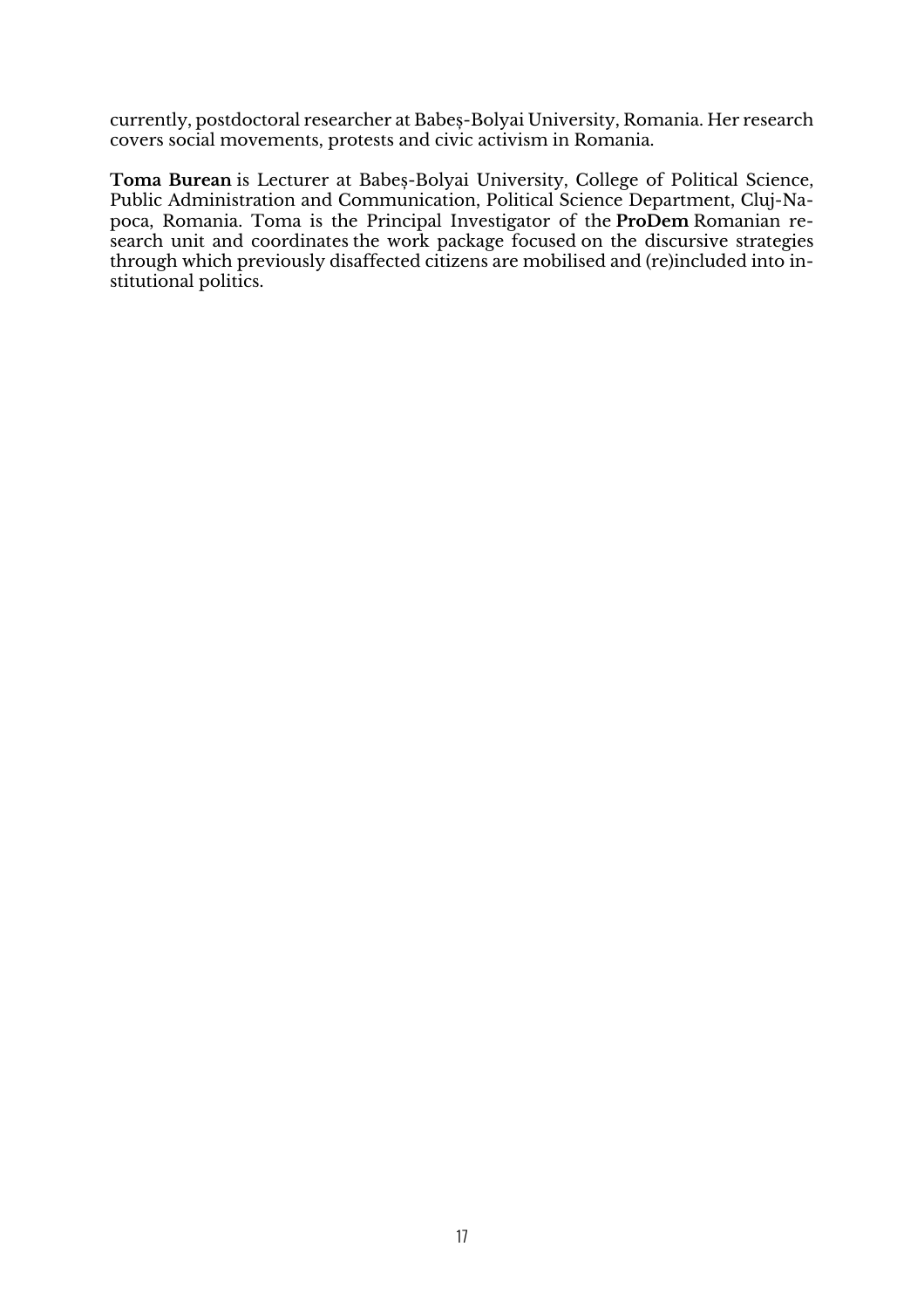currently, postdoctoral researcher at Babeș-Bolyai University, Romania. Her research covers social movements, protests and civic activism in Romania.

**Toma Burean** is Lecturer at Babeș-Bolyai University, College of Political Science, Public Administration and Communication, Political Science Department, Cluj-Napoca, Romania. Toma is the Principal Investigator of the **ProDem** Romanian research unit and coordinates the work package focused on the discursive strategies through which previously disaffected citizens are mobilised and (re)included into institutional politics.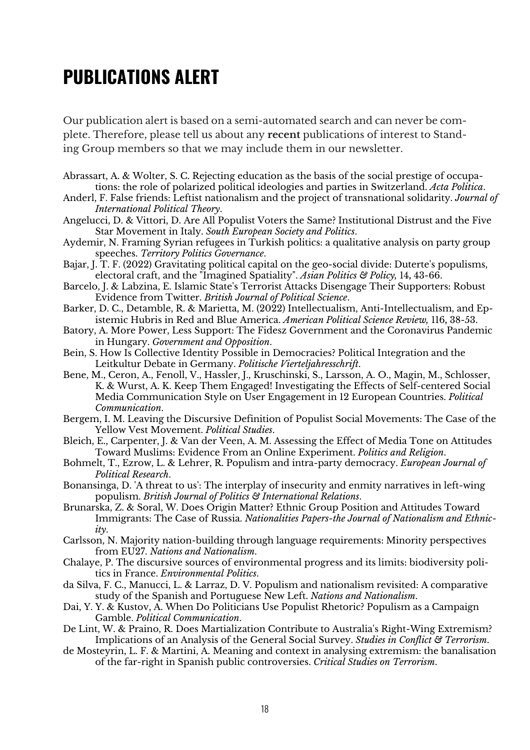# PUBLICATIONS ALERT

Our publication alert is based on a semi-automated search and can never be complete. Therefore, please tell us about any **recent** publications of interest to Standing Group members so that we may include them in our newsletter.

Abrassart, A. & Wolter, S. C. Rejecting education as the basis of the social prestige of occupations: the role of polarized political ideologies and parties in Switzerland. *Acta Politica*.

Anderl, F. False friends: Leftist nationalism and the project of transnational solidarity. *Journal of International Political Theory*.

Angelucci, D. & Vittori, D. Are All Populist Voters the Same? Institutional Distrust and the Five Star Movement in Italy. *South European Society and Politics*.

Aydemir, N. Framing Syrian refugees in Turkish politics: a qualitative analysis on party group speeches. *Territory Politics Governance*.

Bajar, J. T. F. (2022) Gravitating political capital on the geo-social divide: Duterte's populisms, electoral craft, and the "Imagined Spatiality". *Asian Politics & Policy,* 14, 43-66.

Barcelo, J. & Labzina, E. Islamic State's Terrorist Attacks Disengage Their Supporters: Robust Evidence from Twitter. *British Journal of Political Science*.

Barker, D. C., Detamble, R. & Marietta, M. (2022) Intellectualism, Anti-Intellectualism, and Epistemic Hubris in Red and Blue America. *American Political Science Review,* 116, 38-53.

Batory, A. More Power, Less Support: The Fidesz Government and the Coronavirus Pandemic in Hungary. *Government and Opposition*.

Bein, S. How Is Collective Identity Possible in Democracies? Political Integration and the Leitkultur Debate in Germany. *Politische Vierteljahresschrift*.

Bene, M., Ceron, A., Fenoll, V., Hassler, J., Kruschinski, S., Larsson, A. O., Magin, M., Schlosser, K. & Wurst, A. K. Keep Them Engaged! Investigating the Effects of Self-centered Social Media Communication Style on User Engagement in 12 European Countries. *Political Communication*.

Bergem, I. M. Leaving the Discursive Definition of Populist Social Movements: The Case of the Yellow Vest Movement. *Political Studies*.

Bleich, E., Carpenter, J. & Van der Veen, A. M. Assessing the Effect of Media Tone on Attitudes Toward Muslims: Evidence From an Online Experiment. *Politics and Religion*.

Bohmelt, T., Ezrow, L. & Lehrer, R. Populism and intra-party democracy. *European Journal of Political Research*.

Bonansinga, D. 'A threat to us': The interplay of insecurity and enmity narratives in left-wing populism. *British Journal of Politics & International Relations*.

Brunarska, Z. & Soral, W. Does Origin Matter? Ethnic Group Position and Attitudes Toward Immigrants: The Case of Russia. *Nationalities Papers-the Journal of Nationalism and Ethnicity*.

Carlsson, N. Majority nation-building through language requirements: Minority perspectives from EU27. *Nations and Nationalism*.

Chalaye, P. The discursive sources of environmental progress and its limits: biodiversity politics in France. *Environmental Politics*.

da Silva, F. C., Manucci, L. & Larraz, D. V. Populism and nationalism revisited: A comparative study of the Spanish and Portuguese New Left. *Nations and Nationalism*.

Dai, Y. Y. & Kustov, A. When Do Politicians Use Populist Rhetoric? Populism as a Campaign Gamble. *Political Communication*.

De Lint, W. & Praino, R. Does Martialization Contribute to Australia's Right-Wing Extremism? Implications of an Analysis of the General Social Survey. *Studies in Conflict & Terrorism*.

de Mosteyrin, L. F. & Martini, A. Meaning and context in analysing extremism: the banalisation of the far-right in Spanish public controversies. *Critical Studies on Terrorism*.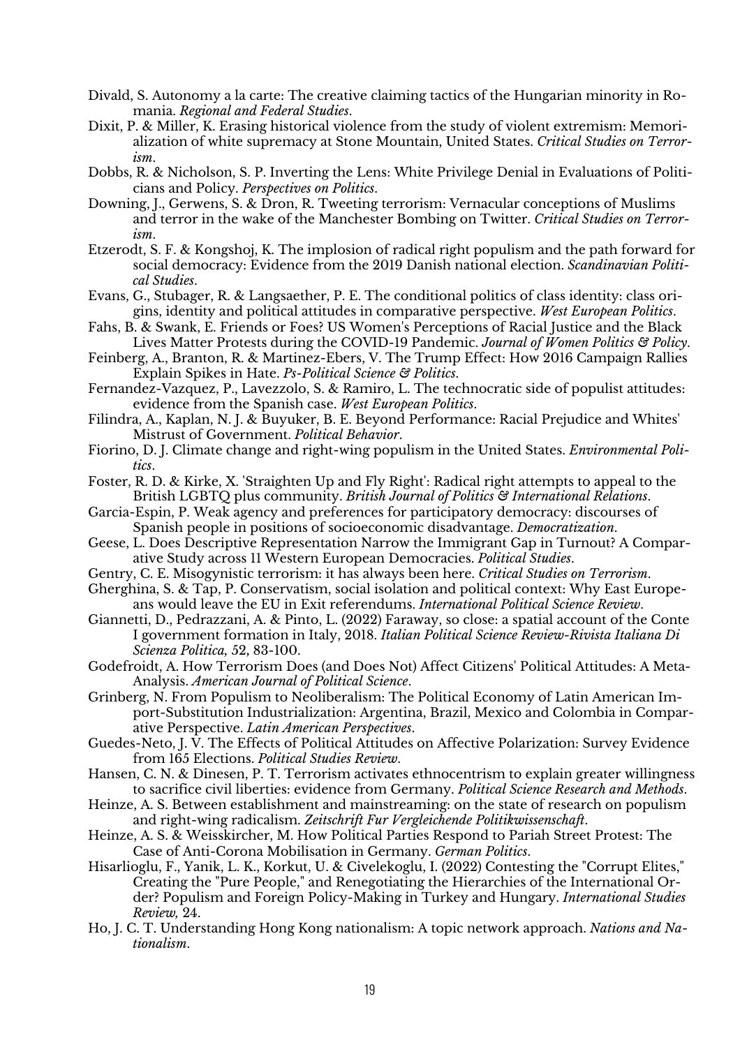Divald, S. Autonomy a la carte: The creative claiming tactics of the Hungarian minority in Romania. *Regional and Federal Studies*.

Dixit, P. & Miller, K. Erasing historical violence from the study of violent extremism: Memorialization of white supremacy at Stone Mountain, United States. *Critical Studies on Terrorism*.

Dobbs, R. & Nicholson, S. P. Inverting the Lens: White Privilege Denial in Evaluations of Politicians and Policy. *Perspectives on Politics*.

Downing, J., Gerwens, S. & Dron, R. Tweeting terrorism: Vernacular conceptions of Muslims and terror in the wake of the Manchester Bombing on Twitter. *Critical Studies on Terrorism*.

Etzerodt, S. F. & Kongshoj, K. The implosion of radical right populism and the path forward for social democracy: Evidence from the 2019 Danish national election. *Scandinavian Political Studies*.

Evans, G., Stubager, R. & Langsaether, P. E. The conditional politics of class identity: class origins, identity and political attitudes in comparative perspective. *West European Politics*.

Fahs, B. & Swank, E. Friends or Foes? US Women's Perceptions of Racial Justice and the Black Lives Matter Protests during the COVID-19 Pandemic. *Journal of Women Politics & Policy*.

Feinberg, A., Branton, R. & Martinez-Ebers, V. The Trump Effect: How 2016 Campaign Rallies Explain Spikes in Hate. *Ps-Political Science & Politics*.

Fernandez-Vazquez, P., Lavezzolo, S. & Ramiro, L. The technocratic side of populist attitudes: evidence from the Spanish case. *West European Politics*.

Filindra, A., Kaplan, N. J. & Buyuker, B. E. Beyond Performance: Racial Prejudice and Whites' Mistrust of Government. *Political Behavior*.

Fiorino, D. J. Climate change and right-wing populism in the United States. *Environmental Politics*.

Foster, R. D. & Kirke, X. 'Straighten Up and Fly Right': Radical right attempts to appeal to the British LGBTQ plus community. *British Journal of Politics & International Relations*.

Garcia-Espin, P. Weak agency and preferences for participatory democracy: discourses of Spanish people in positions of socioeconomic disadvantage. *Democratization*.

Geese, L. Does Descriptive Representation Narrow the Immigrant Gap in Turnout? A Comparative Study across 11 Western European Democracies. *Political Studies*.

Gentry, C. E. Misogynistic terrorism: it has always been here. *Critical Studies on Terrorism*.

Gherghina, S. & Tap, P. Conservatism, social isolation and political context: Why East Europeans would leave the EU in Exit referendums. *International Political Science Review*.

Giannetti, D., Pedrazzani, A. & Pinto, L. (2022) Faraway, so close: a spatial account of the Conte I government formation in Italy, 2018. *Italian Political Science Review-Rivista Italiana Di Scienza Politica,* 52, 83-100.

Godefroidt, A. How Terrorism Does (and Does Not) Affect Citizens' Political Attitudes: A Meta-Analysis. *American Journal of Political Science*.

Grinberg, N. From Populism to Neoliberalism: The Political Economy of Latin American Import-Substitution Industrialization: Argentina, Brazil, Mexico and Colombia in Comparative Perspective. *Latin American Perspectives*.

Guedes-Neto, J. V. The Effects of Political Attitudes on Affective Polarization: Survey Evidence from 165 Elections. *Political Studies Review*.

Hansen, C. N. & Dinesen, P. T. Terrorism activates ethnocentrism to explain greater willingness to sacrifice civil liberties: evidence from Germany. *Political Science Research and Methods*.

Heinze, A. S. Between establishment and mainstreaming: on the state of research on populism and right-wing radicalism. *Zeitschrift Fur Vergleichende Politikwissenschaft*.

Heinze, A. S. & Weisskircher, M. How Political Parties Respond to Pariah Street Protest: The Case of Anti-Corona Mobilisation in Germany. *German Politics*.

Hisarlioglu, F., Yanik, L. K., Korkut, U. & Civelekoglu, I. (2022) Contesting the "Corrupt Elites," Creating the "Pure People," and Renegotiating the Hierarchies of the International Order? Populism and Foreign Policy-Making in Turkey and Hungary. *International Studies Review,* 24.

Ho, J. C. T. Understanding Hong Kong nationalism: A topic network approach. *Nations and Nationalism*.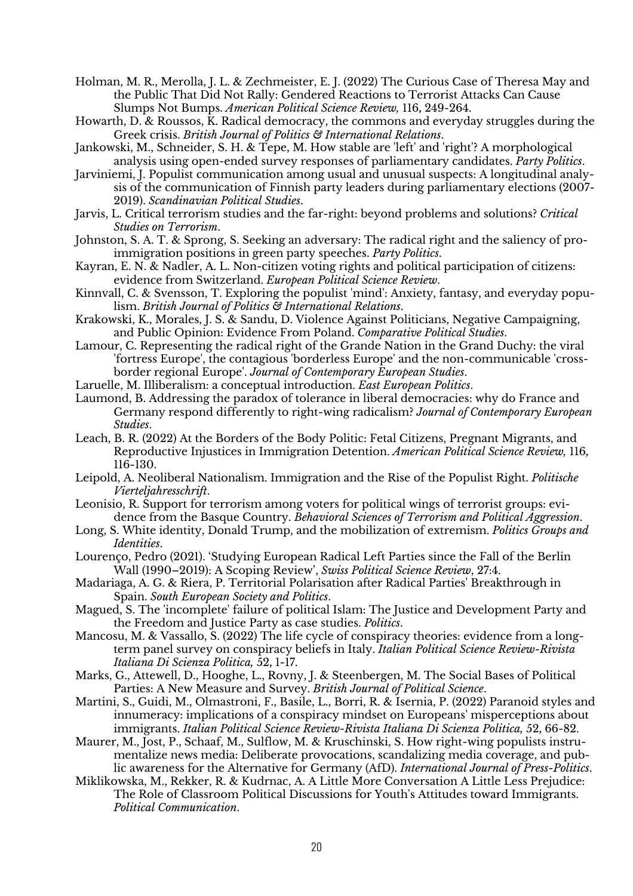Holman, M. R., Merolla, J. L. & Zechmeister, E. J. (2022) The Curious Case of Theresa May and the Public That Did Not Rally: Gendered Reactions to Terrorist Attacks Can Cause Slumps Not Bumps. *American Political Science Review,* 116*,* 249-264.

Howarth, D. & Roussos, K. Radical democracy, the commons and everyday struggles during the Greek crisis. *British Journal of Politics & International Relations*.

Jankowski, M., Schneider, S. H. & Tepe, M. How stable are 'left' and 'right'? A morphological analysis using open-ended survey responses of parliamentary candidates. *Party Politics*.

Jarviniemi, J. Populist communication among usual and unusual suspects: A longitudinal analysis of the communication of Finnish party leaders during parliamentary elections (2007-2019). *Scandinavian Political Studies*.

Jarvis, L. Critical terrorism studies and the far-right: beyond problems and solutions? *Critical Studies on Terrorism*.

Johnston, S. A. T. & Sprong, S. Seeking an adversary: The radical right and the saliency of pro-immigration positions in green party speeches. *Party Politics*.

Kayran, E. N. & Nadler, A. L. Non-citizen voting rights and political participation of citizens: evidence from Switzerland. *European Political Science Review*.

Kinnvall, C. & Svensson, T. Exploring the populist 'mind': Anxiety, fantasy, and everyday populism. *British Journal of Politics & International Relations*.

Krakowski, K., Morales, J. S. & Sandu, D. Violence Against Politicians, Negative Campaigning, and Public Opinion: Evidence From Poland. *Comparative Political Studies*.

Lamour, C. Representing the radical right of the Grande Nation in the Grand Duchy: the viral 'fortress Europe', the contagious 'borderless Europe' and the non-communicable 'cross-border regional Europe'. *Journal of Contemporary European Studies*.

Laruelle, M. Illiberalism: a conceptual introduction. *East European Politics*.

Laumond, B. Addressing the paradox of tolerance in liberal democracies: why do France and Germany respond differently to right-wing radicalism? *Journal of Contemporary European Studies*.

Leach, B. R. (2022) At the Borders of the Body Politic: Fetal Citizens, Pregnant Migrants, and Reproductive Injustices in Immigration Detention. *American Political Science Review,* 116*,* 116-130.

Leipold, A. Neoliberal Nationalism. Immigration and the Rise of the Populist Right. *Politische Vierteljahresschrift*.

Leonisio, R. Support for terrorism among voters for political wings of terrorist groups: evidence from the Basque Country. *Behavioral Sciences of Terrorism and Political Aggression*.

Long, S. White identity, Donald Trump, and the mobilization of extremism. *Politics Groups and Identities*.

Lourenço, Pedro (2021). 'Studying European Radical Left Parties since the Fall of the Berlin Wall (1990–2019): A Scoping Review', *Swiss Political Science Review*, 27:4.

Madariaga, A. G. & Riera, P. Territorial Polarisation after Radical Parties' Breakthrough in Spain. *South European Society and Politics*.

Magued, S. The 'incomplete' failure of political Islam: The Justice and Development Party and the Freedom and Justice Party as case studies. *Politics*.

Mancosu, M. & Vassallo, S. (2022) The life cycle of conspiracy theories: evidence from a long-term panel survey on conspiracy beliefs in Italy. *Italian Political Science Review-Rivista Italiana Di Scienza Politica,* 52*,* 1-17.

Marks, G., Attewell, D., Hooghe, L., Rovny, J. & Steenbergen, M. The Social Bases of Political Parties: A New Measure and Survey. *British Journal of Political Science*.

Martini, S., Guidi, M., Olmastroni, F., Basile, L., Borri, R. & Isernia, P. (2022) Paranoid styles and innumeracy: implications of a conspiracy mindset on Europeans' misperceptions about immigrants. *Italian Political Science Review-Rivista Italiana Di Scienza Politica,* 52*,* 66-82.

Maurer, M., Jost, P., Schaaf, M., Sulflow, M. & Kruschinski, S. How right-wing populists instrumentalize news media: Deliberate provocations, scandalizing media coverage, and public awareness for the Alternative for Germany (AfD). *International Journal of Press-Politics*.

Miklikowska, M., Rekker, R. & Kudrnac, A. A Little More Conversation A Little Less Prejudice: The Role of Classroom Political Discussions for Youth's Attitudes toward Immigrants. *Political Communication*.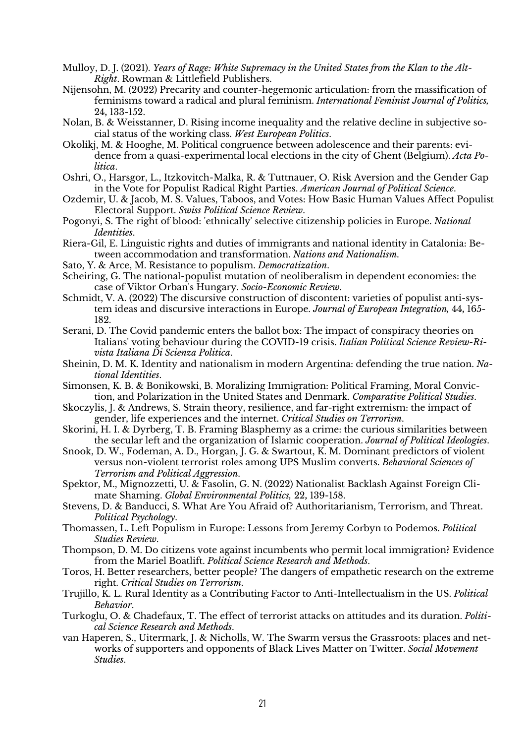Mulloy, D. J. (2021). *Years of Rage: White Supremacy in the United States from the Klan to the Alt-Right*. Rowman & Littlefield Publishers.

Nijensohn, M. (2022) Precarity and counter-hegemonic articulation: from the massification of feminisms toward a radical and plural feminism. *International Feminist Journal of Politics,* 24**,** 133-152.

Nolan, B. & Weisstanner, D. Rising income inequality and the relative decline in subjective social status of the working class. *West European Politics*.

Okolikj, M. & Hooghe, M. Political congruence between adolescence and their parents: evidence from a quasi-experimental local elections in the city of Ghent (Belgium). *Acta Politica*.

Oshri, O., Harsgor, L., Itzkovitch-Malka, R. & Tuttnauer, O. Risk Aversion and the Gender Gap in the Vote for Populist Radical Right Parties. *American Journal of Political Science*.

Ozdemir, U. & Jacob, M. S. Values, Taboos, and Votes: How Basic Human Values Affect Populist Electoral Support. *Swiss Political Science Review*.

Pogonyi, S. The right of blood: 'ethnically' selective citizenship policies in Europe. *National Identities*.

Riera-Gil, E. Linguistic rights and duties of immigrants and national identity in Catalonia: Between accommodation and transformation. *Nations and Nationalism*.

Sato, Y. & Arce, M. Resistance to populism. *Democratization*.

Scheiring, G. The national-populist mutation of neoliberalism in dependent economies: the case of Viktor Orban's Hungary. *Socio-Economic Review*.

Schmidt, V. A. (2022) The discursive construction of discontent: varieties of populist anti-system ideas and discursive interactions in Europe. *Journal of European Integration,* 44**,** 165-182.

Serani, D. The Covid pandemic enters the ballot box: The impact of conspiracy theories on Italians' voting behaviour during the COVID-19 crisis. *Italian Political Science Review-Rivista Italiana Di Scienza Politica*.

Sheinin, D. M. K. Identity and nationalism in modern Argentina: defending the true nation. *National Identities*.

Simonsen, K. B. & Bonikowski, B. Moralizing Immigration: Political Framing, Moral Conviction, and Polarization in the United States and Denmark. *Comparative Political Studies*.

Skoczylis, J. & Andrews, S. Strain theory, resilience, and far-right extremism: the impact of gender, life experiences and the internet. *Critical Studies on Terrorism*.

Skorini, H. I. & Dyrberg, T. B. Framing Blasphemy as a crime: the curious similarities between the secular left and the organization of Islamic cooperation. *Journal of Political Ideologies*.

Snook, D. W., Fodeman, A. D., Horgan, J. G. & Swartout, K. M. Dominant predictors of violent versus non-violent terrorist roles among UPS Muslim converts. *Behavioral Sciences of Terrorism and Political Aggression*.

Spektor, M., Mignozzetti, U. & Fasolin, G. N. (2022) Nationalist Backlash Against Foreign Climate Shaming. *Global Environmental Politics,* 22**,** 139-158.

Stevens, D. & Banducci, S. What Are You Afraid of? Authoritarianism, Terrorism, and Threat. *Political Psychology*.

Thomassen, L. Left Populism in Europe: Lessons from Jeremy Corbyn to Podemos. *Political Studies Review*.

Thompson, D. M. Do citizens vote against incumbents who permit local immigration? Evidence from the Mariel Boatlift. *Political Science Research and Methods*.

Toros, H. Better researchers, better people? The dangers of empathetic research on the extreme right. *Critical Studies on Terrorism*.

Trujillo, K. L. Rural Identity as a Contributing Factor to Anti-Intellectualism in the US. *Political Behavior*.

Turkoglu, O. & Chadefaux, T. The effect of terrorist attacks on attitudes and its duration. *Political Science Research and Methods*.

van Haperen, S., Uitermark, J. & Nicholls, W. The Swarm versus the Grassroots: places and networks of supporters and opponents of Black Lives Matter on Twitter. *Social Movement Studies*.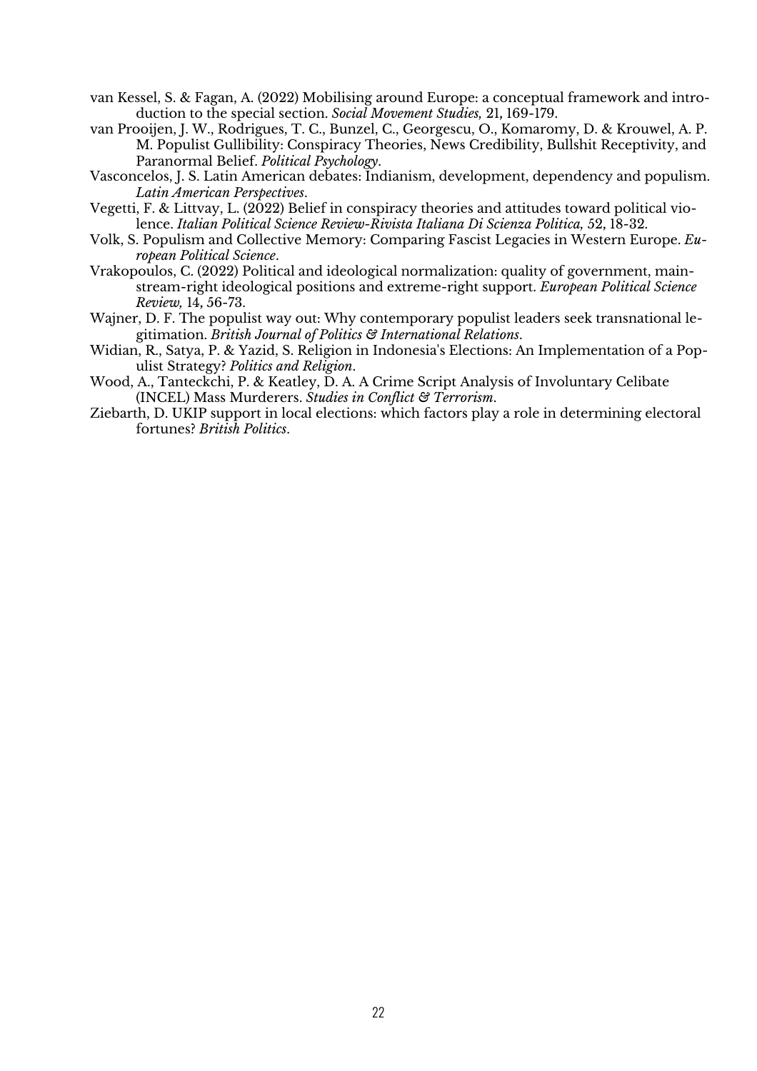van Kessel, S. & Fagan, A. (2022) Mobilising around Europe: a conceptual framework and introduction to the special section. *Social Movement Studies,* 21*,* 169-179.

van Prooijen, J. W., Rodrigues, T. C., Bunzel, C., Georgescu, O., Komaromy, D. & Krouwel, A. P. M. Populist Gullibility: Conspiracy Theories, News Credibility, Bullshit Receptivity, and Paranormal Belief. *Political Psychology*.

Vasconcelos, J. S. Latin American debates: Indianism, development, dependency and populism. *Latin American Perspectives*.

Vegetti, F. & Littvay, L. (2022) Belief in conspiracy theories and attitudes toward political violence. *Italian Political Science Review-Rivista Italiana Di Scienza Politica,* 52*,* 18-32.

Volk, S. Populism and Collective Memory: Comparing Fascist Legacies in Western Europe. *European Political Science*.

Vrakopoulos, C. (2022) Political and ideological normalization: quality of government, mainstream-right ideological positions and extreme-right support. *European Political Science Review,* 14*,* 56-73.

Wajner, D. F. The populist way out: Why contemporary populist leaders seek transnational legitimation. *British Journal of Politics & International Relations*.

Widian, R., Satya, P. & Yazid, S. Religion in Indonesia's Elections: An Implementation of a Populist Strategy? *Politics and Religion*.

Wood, A., Tanteckchi, P. & Keatley, D. A. A Crime Script Analysis of Involuntary Celibate (INCEL) Mass Murderers. *Studies in Conflict & Terrorism*.

Ziebarth, D. UKIP support in local elections: which factors play a role in determining electoral fortunes? *British Politics*.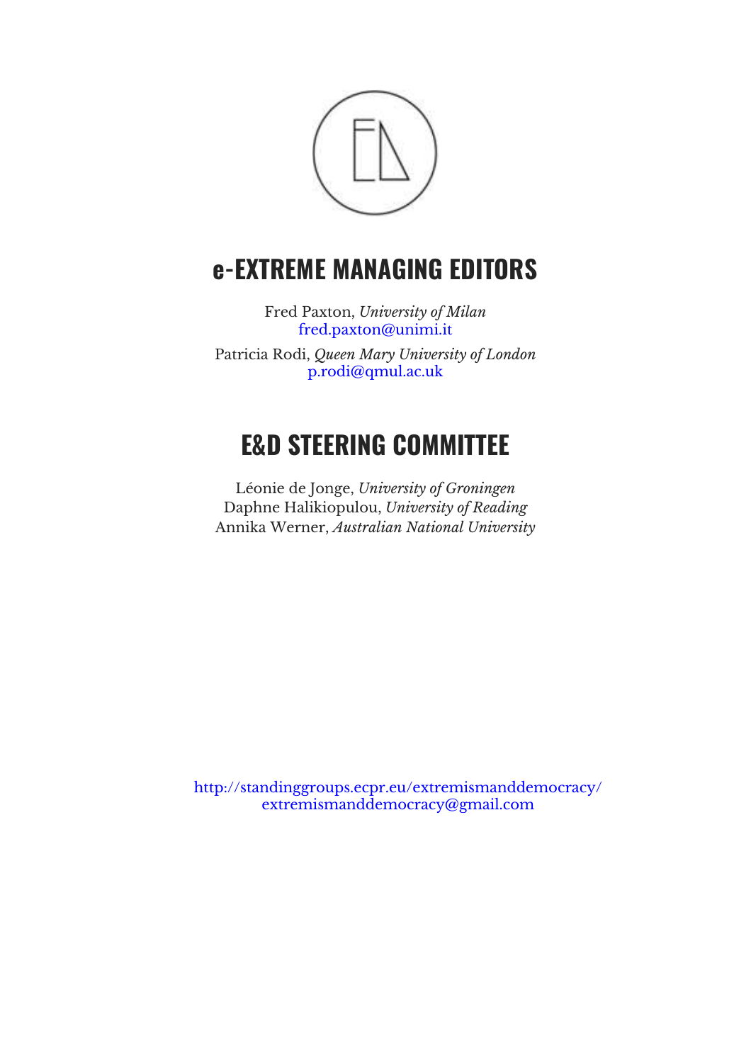## e-EXTREME MANAGING EDITORS

Fred Paxton, *University of Milan*
fred.paxton@unimi.it

Patricia Rodi, *Queen Mary University of London*
p.rodi@qmul.ac.uk

## E&D STEERING COMMITTEE

Léonie de Jonge, *University of Groningen*
Daphne Halikiopulou, *University of Reading*
Annika Werner, *Australian National University*

http://standinggroups.ecpr.eu/extremismanddemocracy/
extremismanddemocracy@gmail.com